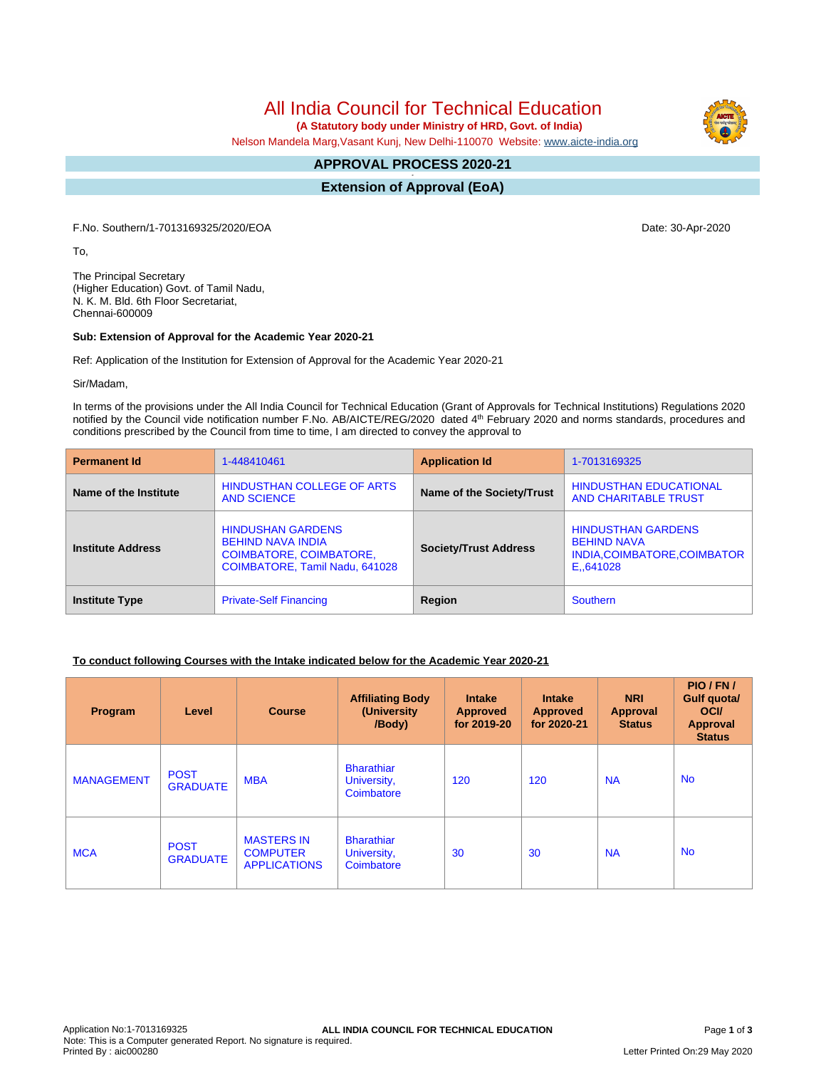# All India Council for Technical Education

**(A Statutory body under Ministry of HRD, Govt. of India)**

Nelson Mandela Marg,Vasant Kunj, New Delhi-110070 Website: www.aicte-india.org

## APPROVAL PROCESS 2020-21

## Extension of Approval (EoA)

F.No. Southern/1-7013169325/2020/EOA

Date: 30-Apr-2020

To,

The Principal Secretary
(Higher Education) Govt. of Tamil Nadu,
N. K. M. Bld. 6th Floor Secretariat,
Chennai-600009

**Sub: Extension of Approval for the Academic Year 2020-21**

Ref: Application of the Institution for Extension of Approval for the Academic Year 2020-21

Sir/Madam,

In terms of the provisions under the All India Council for Technical Education (Grant of Approvals for Technical Institutions) Regulations 2020 notified by the Council vide notification number F.No. AB/AICTE/REG/2020 dated 4th February 2020 and norms standards, procedures and conditions prescribed by the Council from time to time, I am directed to convey the approval to

| **Permanent Id** | 1-448410461 | **Application Id** | 1-7013169325 |
|---|---|---|---|
| **Name of the Institute** | HINDUSTHAN COLLEGE OF ARTS AND SCIENCE | **Name of the Society/Trust** | HINDUSTHAN EDUCATIONAL AND CHARITABLE TRUST |
| **Institute Address** | HINDUSHAN GARDENS BEHIND NAVA INDIA COIMBATORE, COIMBATORE, COIMBATORE, Tamil Nadu, 641028 | **Society/Trust Address** | HINDUSTHAN GARDENS BEHIND NAVA INDIA,COIMBATORE,COIMBATORE,,641028 |
| **Institute Type** | Private-Self Financing | **Region** | Southern |

**To conduct following Courses with the Intake indicated below for the Academic Year 2020-21**

| Program | Level | Course | Affiliating Body (University /Body) | Intake Approved for 2019-20 | Intake Approved for 2020-21 | NRI Approval Status | PIO / FN / Gulf quota/ OCI/ Approval Status |
|---|---|---|---|---|---|---|---|
| MANAGEMENT | POST GRADUATE | MBA | Bharathiar University, Coimbatore | 120 | 120 | NA | No |
| MCA | POST GRADUATE | MASTERS IN COMPUTER APPLICATIONS | Bharathiar University, Coimbatore | 30 | 30 | NA | No |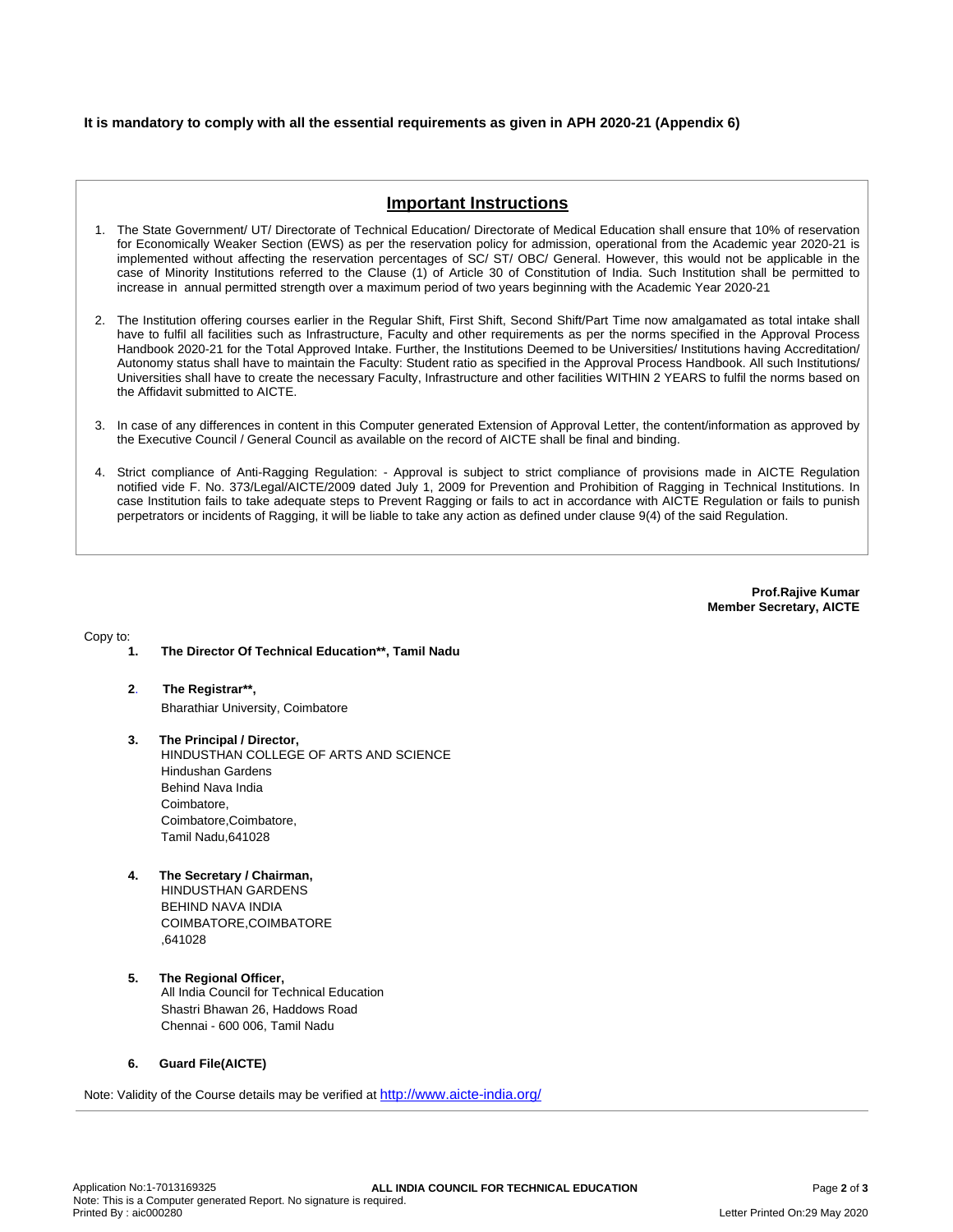**It is mandatory to comply with all the essential requirements as given in APH 2020-21 (Appendix 6)**

## Important Instructions

1. The State Government/ UT/ Directorate of Technical Education/ Directorate of Medical Education shall ensure that 10% of reservation for Economically Weaker Section (EWS) as per the reservation policy for admission, operational from the Academic year 2020-21 is implemented without affecting the reservation percentages of SC/ ST/ OBC/ General. However, this would not be applicable in the case of Minority Institutions referred to the Clause (1) of Article 30 of Constitution of India. Such Institution shall be permitted to increase in annual permitted strength over a maximum period of two years beginning with the Academic Year 2020-21

2. The Institution offering courses earlier in the Regular Shift, First Shift, Second Shift/Part Time now amalgamated as total intake shall have to fulfil all facilities such as Infrastructure, Faculty and other requirements as per the norms specified in the Approval Process Handbook 2020-21 for the Total Approved Intake. Further, the Institutions Deemed to be Universities/ Institutions having Accreditation/ Autonomy status shall have to maintain the Faculty: Student ratio as specified in the Approval Process Handbook. All such Institutions/ Universities shall have to create the necessary Faculty, Infrastructure and other facilities WITHIN 2 YEARS to fulfil the norms based on the Affidavit submitted to AICTE.

3. In case of any differences in content in this Computer generated Extension of Approval Letter, the content/information as approved by the Executive Council / General Council as available on the record of AICTE shall be final and binding.

4. Strict compliance of Anti-Ragging Regulation: - Approval is subject to strict compliance of provisions made in AICTE Regulation notified vide F. No. 373/Legal/AICTE/2009 dated July 1, 2009 for Prevention and Prohibition of Ragging in Technical Institutions. In case Institution fails to take adequate steps to Prevent Ragging or fails to act in accordance with AICTE Regulation or fails to punish perpetrators or incidents of Ragging, it will be liable to take any action as defined under clause 9(4) of the said Regulation.

**Prof.Rajive Kumar**
**Member Secretary, AICTE**

Copy to:

1. **The Director Of Technical Education\*\*, Tamil Nadu**

2. **The Registrar\*\*,**
   Bharathiar University, Coimbatore

3. **The Principal / Director,**
   HINDUSTHAN COLLEGE OF ARTS AND SCIENCE
   Hindushan Gardens
   Behind Nava India
   Coimbatore,
   Coimbatore,Coimbatore,
   Tamil Nadu,641028

4. **The Secretary / Chairman,**
   HINDUSTHAN GARDENS
   BEHIND NAVA INDIA
   COIMBATORE,COIMBATORE
   ,641028

5. **The Regional Officer,**
   All India Council for Technical Education
   Shastri Bhawan 26, Haddows Road
   Chennai - 600 006, Tamil Nadu

6. **Guard File(AICTE)**

Note: Validity of the Course details may be verified at http://www.aicte-india.org/

Application No:1-7013169325 | **ALL INDIA COUNCIL FOR TECHNICAL EDUCATION**
Note: This is a Computer generated Report. No signature is required.
Printed By : aic000280 | Letter Printed On:29 May 2020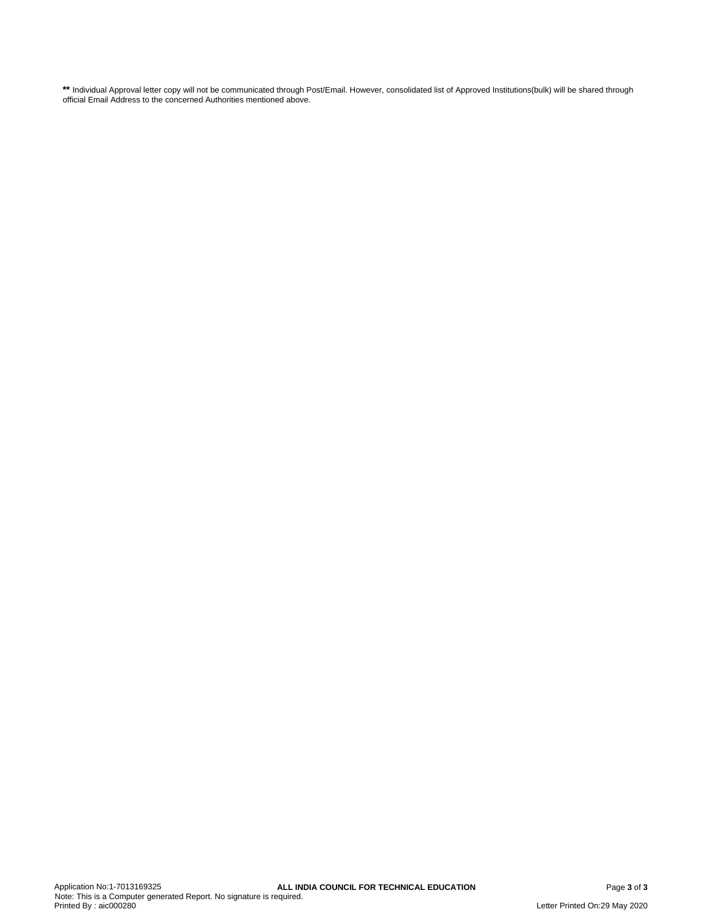**** Individual Approval letter copy will not be communicated through Post/Email. However, consolidated list of Approved Institutions(bulk) will be shared through official Email Address to the concerned Authorities mentioned above.